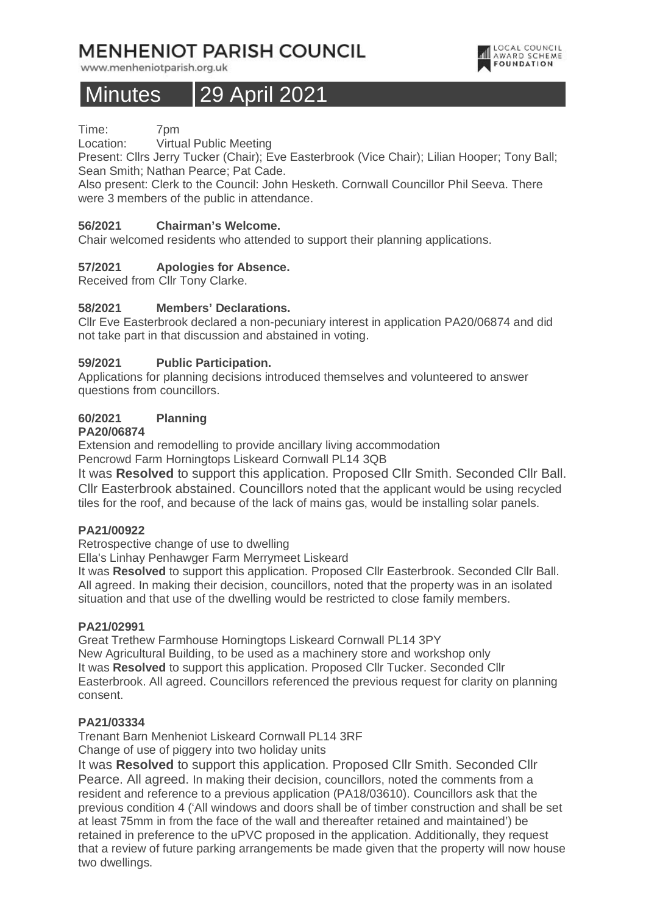# MENHENIOT PARISH COUNCIL

www.menheniotparish.org.uk

LOCAL COUNCIL AWARD SCHEME FOUNDATION

# Minutes 29 April 2021

Time: 7pm
Location: Virtual Public Meeting
Present: Cllrs Jerry Tucker (Chair); Eve Easterbrook (Vice Chair); Lilian Hooper; Tony Ball; Sean Smith; Nathan Pearce; Pat Cade.
Also present: Clerk to the Council: John Hesketh. Cornwall Councillor Phil Seeva. There were 3 members of the public in attendance.

### 56/2021 Chairman's Welcome.

Chair welcomed residents who attended to support their planning applications.

### 57/2021 Apologies for Absence.

Received from Cllr Tony Clarke.

### 58/2021 Members' Declarations.

Cllr Eve Easterbrook declared a non-pecuniary interest in application PA20/06874 and did not take part in that discussion and abstained in voting.

### 59/2021 Public Participation.

Applications for planning decisions introduced themselves and volunteered to answer questions from councillors.

### 60/2021 Planning

**PA20/06874**

Extension and remodelling to provide ancillary living accommodation
Pencrowd Farm Horningtops Liskeard Cornwall PL14 3QB
It was **Resolved** to support this application. Proposed Cllr Smith. Seconded Cllr Ball. Cllr Easterbrook abstained. Councillors noted that the applicant would be using recycled tiles for the roof, and because of the lack of mains gas, would be installing solar panels.

**PA21/00922**

Retrospective change of use to dwelling
Ella's Linhay Penhawger Farm Merrymeet Liskeard
It was **Resolved** to support this application. Proposed Cllr Easterbrook. Seconded Cllr Ball. All agreed. In making their decision, councillors, noted that the property was in an isolated situation and that use of the dwelling would be restricted to close family members.

**PA21/02991**

Great Trethew Farmhouse Horningtops Liskeard Cornwall PL14 3PY
New Agricultural Building, to be used as a machinery store and workshop only
It was **Resolved** to support this application. Proposed Cllr Tucker. Seconded Cllr Easterbrook. All agreed. Councillors referenced the previous request for clarity on planning consent.

**PA21/03334**

Trenant Barn Menheniot Liskeard Cornwall PL14 3RF
Change of use of piggery into two holiday units
It was **Resolved** to support this application. Proposed Cllr Smith. Seconded Cllr Pearce. All agreed. In making their decision, councillors, noted the comments from a resident and reference to a previous application (PA18/03610). Councillors ask that the previous condition 4 ('All windows and doors shall be of timber construction and shall be set at least 75mm in from the face of the wall and thereafter retained and maintained') be retained in preference to the uPVC proposed in the application. Additionally, they request that a review of future parking arrangements be made given that the property will now house two dwellings.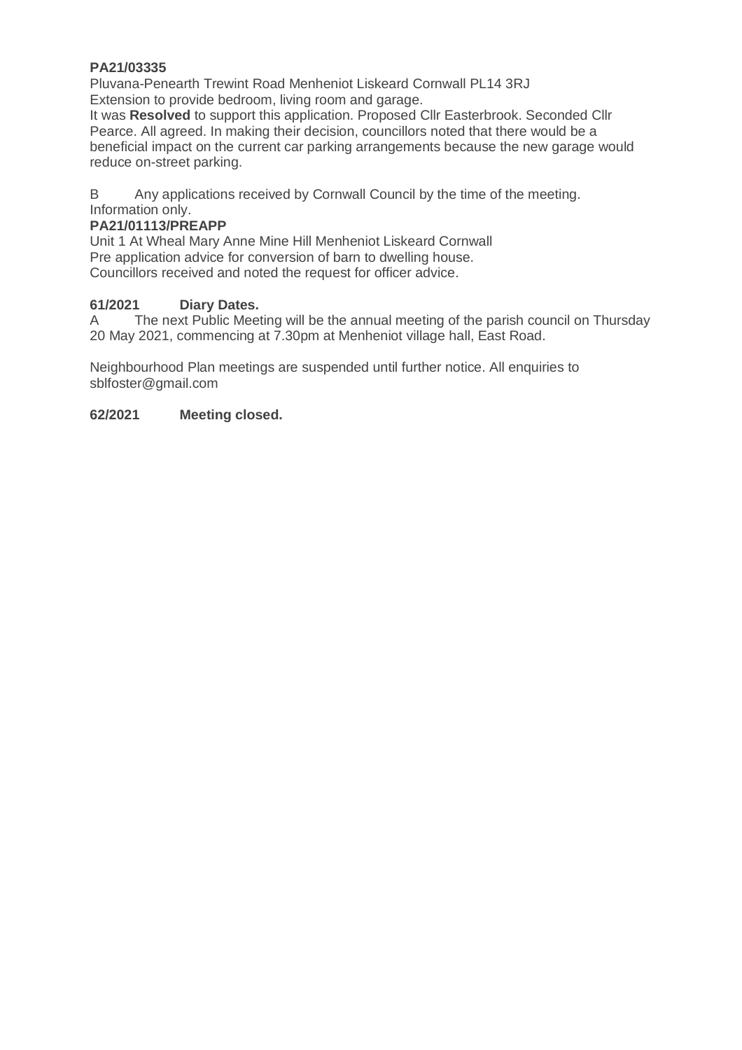**PA21/03335**
Pluvana-Penearth Trewint Road Menheniot Liskeard Cornwall PL14 3RJ
Extension to provide bedroom, living room and garage.
It was **Resolved** to support this application. Proposed Cllr Easterbrook. Seconded Cllr Pearce. All agreed. In making their decision, councillors noted that there would be a beneficial impact on the current car parking arrangements because the new garage would reduce on-street parking.

B Any applications received by Cornwall Council by the time of the meeting.
Information only.

**PA21/01113/PREAPP**
Unit 1 At Wheal Mary Anne Mine Hill Menheniot Liskeard Cornwall
Pre application advice for conversion of barn to dwelling house.
Councillors received and noted the request for officer advice.

**61/2021 Diary Dates.**

A The next Public Meeting will be the annual meeting of the parish council on Thursday 20 May 2021, commencing at 7.30pm at Menheniot village hall, East Road.

Neighbourhood Plan meetings are suspended until further notice. All enquiries to sblfoster@gmail.com

**62/2021 Meeting closed.**